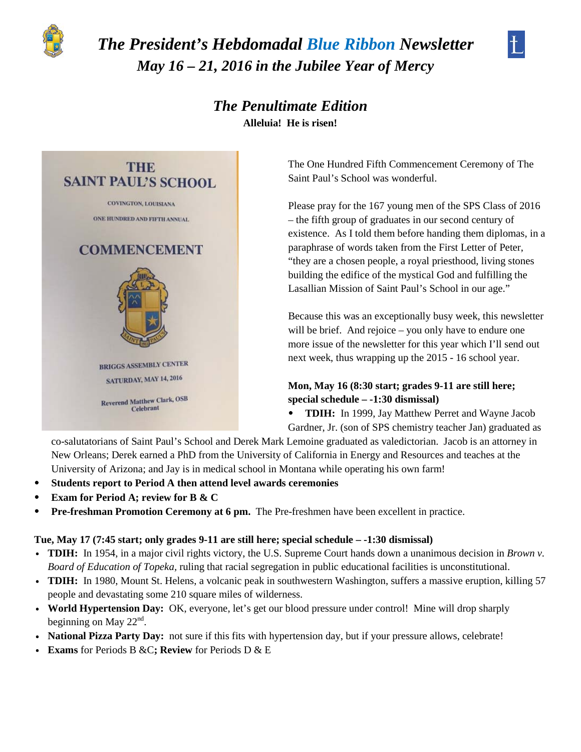# *The President's Hebdomadal Blue Ribbon Newsletter*

## *May 16 – 21, 2016 in the Jubilee Year of Mercy*

### *The Penultimate Edition*

**Alleluia! He is risen!**

THE SAINT PAUL'S SCHOOL

COVINGTON, LOUISIANA

ONE HUNDRED AND FIFTH ANNUAL

COMMENCEMENT

BRIGGS ASSEMBLY CENTER

SATURDAY, MAY 14, 2016

Reverend Matthew Clark, OSB
Celebrant

The One Hundred Fifth Commencement Ceremony of The Saint Paul's School was wonderful.

Please pray for the 167 young men of the SPS Class of 2016 – the fifth group of graduates in our second century of existence. As I told them before handing them diplomas, in a paraphrase of words taken from the First Letter of Peter, "they are a chosen people, a royal priesthood, living stones building the edifice of the mystical God and fulfilling the Lasallian Mission of Saint Paul's School in our age."

Because this was an exceptionally busy week, this newsletter will be brief. And rejoice – you only have to endure one more issue of the newsletter for this year which I'll send out next week, thus wrapping up the 2015 - 16 school year.

**Mon, May 16 (8:30 start; grades 9-11 are still here; special schedule – -1:30 dismissal)**

- **TDIH:** In 1999, Jay Matthew Perret and Wayne Jacob Gardner, Jr. (son of SPS chemistry teacher Jan) graduated as co-salutatorians of Saint Paul's School and Derek Mark Lemoine graduated as valedictorian. Jacob is an attorney in New Orleans; Derek earned a PhD from the University of California in Energy and Resources and teaches at the University of Arizona; and Jay is in medical school in Montana while operating his own farm!
- **Students report to Period A then attend level awards ceremonies**
- **Exam for Period A; review for B & C**
- **Pre-freshman Promotion Ceremony at 6 pm.** The Pre-freshmen have been excellent in practice.

**Tue, May 17 (7:45 start; only grades 9-11 are still here; special schedule – -1:30 dismissal)**

- **TDIH:** In 1954, in a major civil rights victory, the U.S. Supreme Court hands down a unanimous decision in *Brown v. Board of Education of Topeka*, ruling that racial segregation in public educational facilities is unconstitutional.
- **TDIH:** In 1980, Mount St. Helens, a volcanic peak in southwestern Washington, suffers a massive eruption, killing 57 people and devastating some 210 square miles of wilderness.
- **World Hypertension Day:** OK, everyone, let's get our blood pressure under control! Mine will drop sharply beginning on May 22nd.
- **National Pizza Party Day:** not sure if this fits with hypertension day, but if your pressure allows, celebrate!
- **Exams** for Periods B &C**; Review** for Periods D & E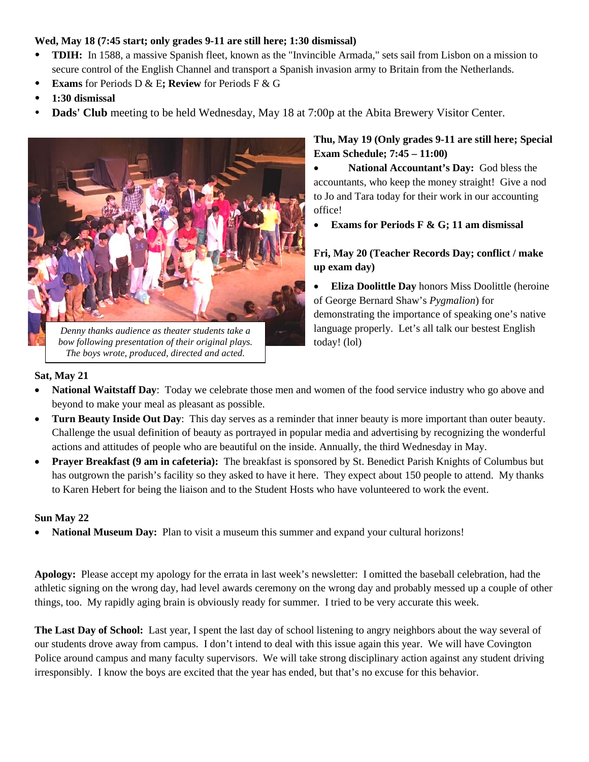**Wed, May 18 (7:45 start; only grades 9-11 are still here; 1:30 dismissal)**

- **TDIH:** In 1588, a massive Spanish fleet, known as the "Invincible Armada," sets sail from Lisbon on a mission to secure control of the English Channel and transport a Spanish invasion army to Britain from the Netherlands.
- **Exams** for Periods D & E**; Review** for Periods F & G
- **1:30 dismissal**
- **Dads' Club** meeting to be held Wednesday, May 18 at 7:00p at the Abita Brewery Visitor Center.

*Denny thanks audience as theater students take a bow following presentation of their original plays. The boys wrote, produced, directed and acted.*

**Thu, May 19 (Only grades 9-11 are still here; Special Exam Schedule; 7:45 – 11:00)**

- **National Accountant's Day:** God bless the accountants, who keep the money straight! Give a nod to Jo and Tara today for their work in our accounting office!
- **Exams for Periods F & G; 11 am dismissal**

**Fri, May 20 (Teacher Records Day; conflict / make up exam day)**

- **Eliza Doolittle Day** honors Miss Doolittle (heroine of George Bernard Shaw's *Pygmalion*) for demonstrating the importance of speaking one's native language properly. Let's all talk our bestest English today! (lol)

**Sat, May 21**

- **National Waitstaff Day**: Today we celebrate those men and women of the food service industry who go above and beyond to make your meal as pleasant as possible.
- **Turn Beauty Inside Out Day**: This day serves as a reminder that inner beauty is more important than outer beauty. Challenge the usual definition of beauty as portrayed in popular media and advertising by recognizing the wonderful actions and attitudes of people who are beautiful on the inside. Annually, the third Wednesday in May.
- **Prayer Breakfast (9 am in cafeteria):** The breakfast is sponsored by St. Benedict Parish Knights of Columbus but has outgrown the parish's facility so they asked to have it here. They expect about 150 people to attend. My thanks to Karen Hebert for being the liaison and to the Student Hosts who have volunteered to work the event.

**Sun May 22**

- **National Museum Day:** Plan to visit a museum this summer and expand your cultural horizons!

**Apology:** Please accept my apology for the errata in last week's newsletter: I omitted the baseball celebration, had the athletic signing on the wrong day, had level awards ceremony on the wrong day and probably messed up a couple of other things, too. My rapidly aging brain is obviously ready for summer. I tried to be very accurate this week.

**The Last Day of School:** Last year, I spent the last day of school listening to angry neighbors about the way several of our students drove away from campus. I don't intend to deal with this issue again this year. We will have Covington Police around campus and many faculty supervisors. We will take strong disciplinary action against any student driving irresponsibly. I know the boys are excited that the year has ended, but that's no excuse for this behavior.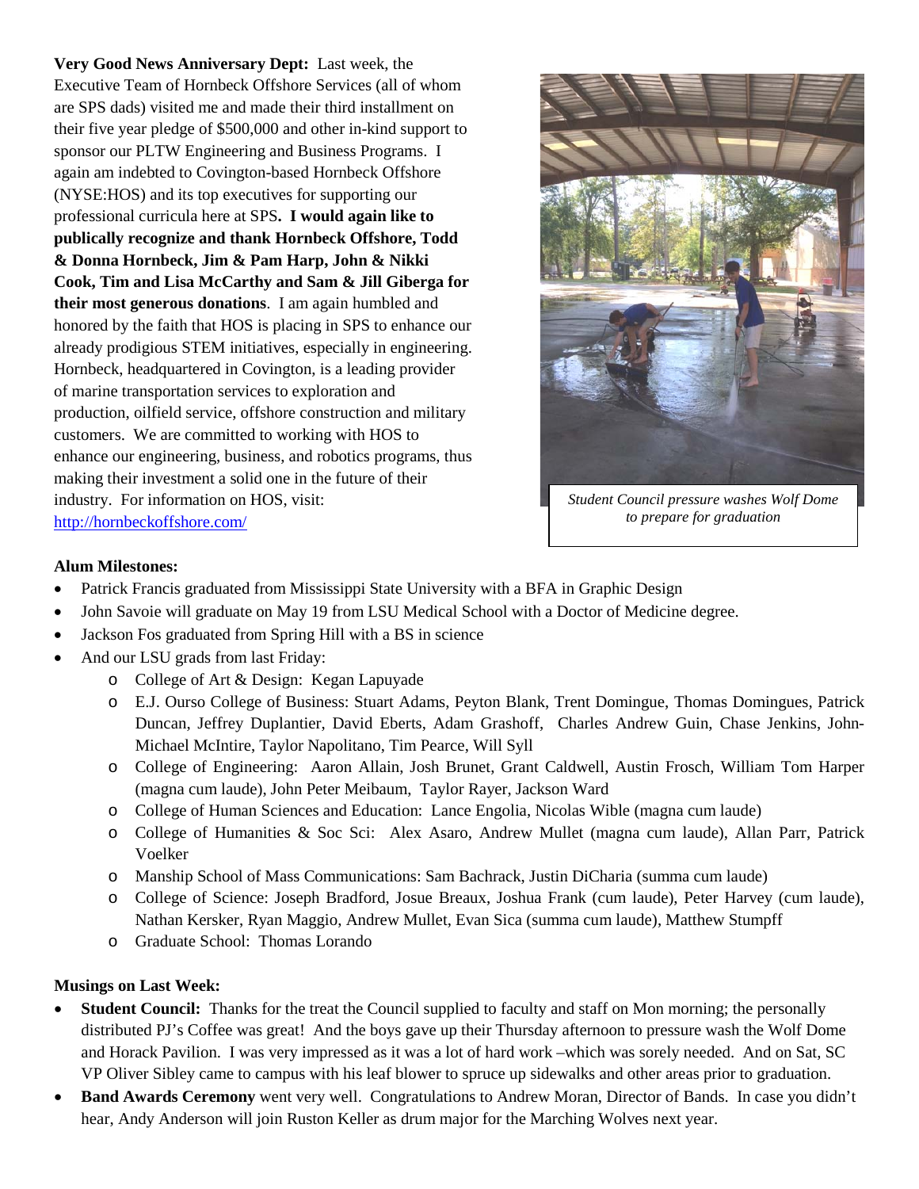**Very Good News Anniversary Dept:** Last week, the Executive Team of Hornbeck Offshore Services (all of whom are SPS dads) visited me and made their third installment on their five year pledge of $500,000 and other in-kind support to sponsor our PLTW Engineering and Business Programs. I again am indebted to Covington-based Hornbeck Offshore (NYSE:HOS) and its top executives for supporting our professional curricula here at SPS**. I would again like to publically recognize and thank Hornbeck Offshore, Todd & Donna Hornbeck, Jim & Pam Harp, John & Nikki Cook, Tim and Lisa McCarthy and Sam & Jill Giberga for their most generous donations**. I am again humbled and honored by the faith that HOS is placing in SPS to enhance our already prodigious STEM initiatives, especially in engineering. Hornbeck, headquartered in Covington, is a leading provider of marine transportation services to exploration and production, oilfield service, offshore construction and military customers. We are committed to working with HOS to enhance our engineering, business, and robotics programs, thus making their investment a solid one in the future of their industry. For information on HOS, visit: [http://hornbeckoffshore.com/](http://hornbeckoffshore.com/)

*Student Council pressure washes Wolf Dome to prepare for graduation*

**Alum Milestones:**

- Patrick Francis graduated from Mississippi State University with a BFA in Graphic Design
- John Savoie will graduate on May 19 from LSU Medical School with a Doctor of Medicine degree.
- Jackson Fos graduated from Spring Hill with a BS in science
- And our LSU grads from last Friday:
  - College of Art & Design: Kegan Lapuyade
  - E.J. Ourso College of Business: Stuart Adams, Peyton Blank, Trent Domingue, Thomas Domingues, Patrick Duncan, Jeffrey Duplantier, David Eberts, Adam Grashoff, Charles Andrew Guin, Chase Jenkins, John-Michael McIntire, Taylor Napolitano, Tim Pearce, Will Syll
  - College of Engineering: Aaron Allain, Josh Brunet, Grant Caldwell, Austin Frosch, William Tom Harper (magna cum laude), John Peter Meibaum, Taylor Rayer, Jackson Ward
  - College of Human Sciences and Education: Lance Engolia, Nicolas Wible (magna cum laude)
  - College of Humanities & Soc Sci: Alex Asaro, Andrew Mullet (magna cum laude), Allan Parr, Patrick Voelker
  - Manship School of Mass Communications: Sam Bachrack, Justin DiCharia (summa cum laude)
  - College of Science: Joseph Bradford, Josue Breaux, Joshua Frank (cum laude), Peter Harvey (cum laude), Nathan Kersker, Ryan Maggio, Andrew Mullet, Evan Sica (summa cum laude), Matthew Stumpff
  - Graduate School: Thomas Lorando

**Musings on Last Week:**

- **Student Council:** Thanks for the treat the Council supplied to faculty and staff on Mon morning; the personally distributed PJ's Coffee was great! And the boys gave up their Thursday afternoon to pressure wash the Wolf Dome and Horack Pavilion. I was very impressed as it was a lot of hard work –which was sorely needed. And on Sat, SC VP Oliver Sibley came to campus with his leaf blower to spruce up sidewalks and other areas prior to graduation.
- **Band Awards Ceremony** went very well. Congratulations to Andrew Moran, Director of Bands. In case you didn't hear, Andy Anderson will join Ruston Keller as drum major for the Marching Wolves next year.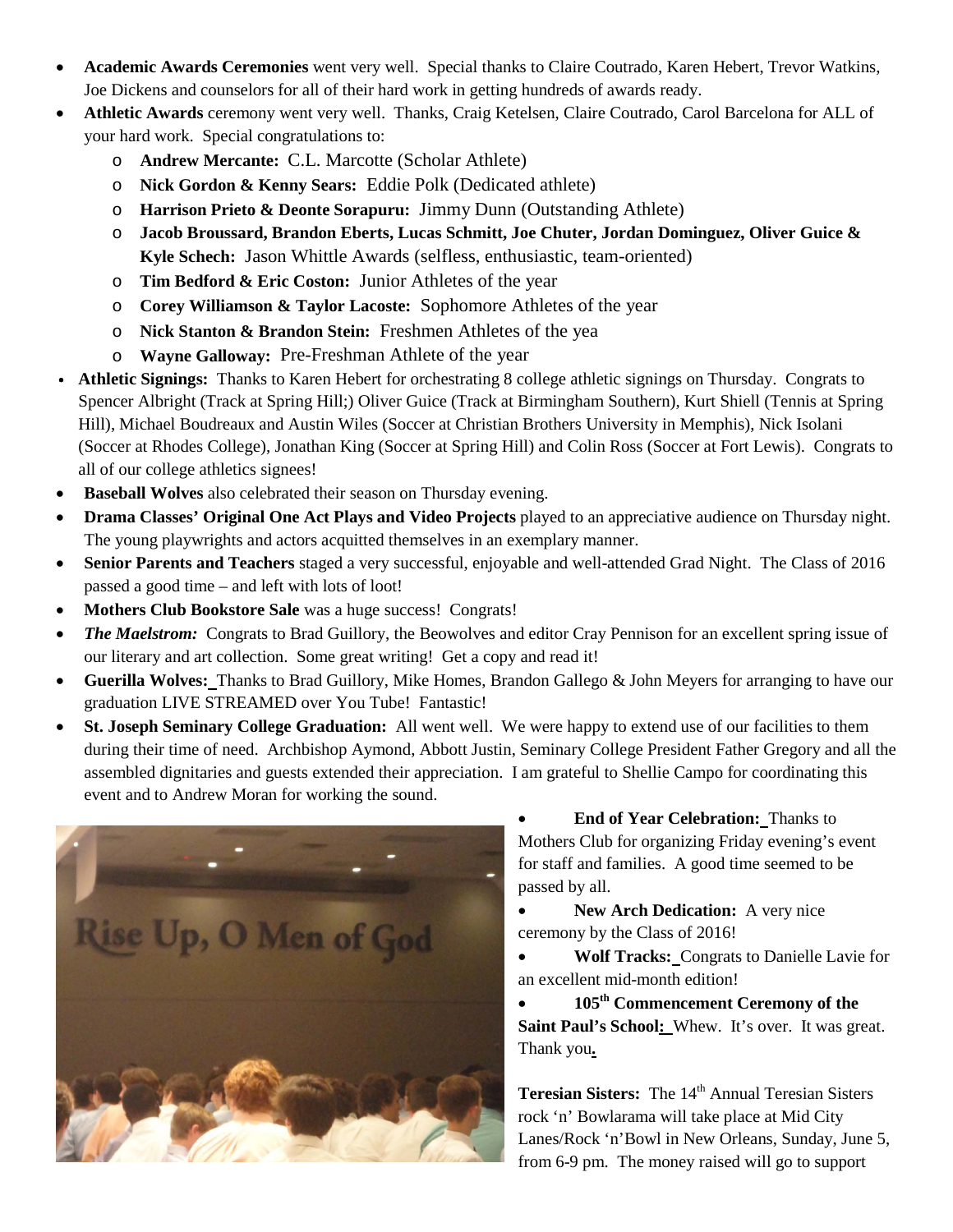- **Academic Awards Ceremonies** went very well. Special thanks to Claire Coutrado, Karen Hebert, Trevor Watkins, Joe Dickens and counselors for all of their hard work in getting hundreds of awards ready.
- **Athletic Awards** ceremony went very well. Thanks, Craig Ketelsen, Claire Coutrado, Carol Barcelona for ALL of your hard work. Special congratulations to:
  - **Andrew Mercante:** C.L. Marcotte (Scholar Athlete)
  - **Nick Gordon & Kenny Sears:** Eddie Polk (Dedicated athlete)
  - **Harrison Prieto & Deonte Sorapuru:** Jimmy Dunn (Outstanding Athlete)
  - **Jacob Broussard, Brandon Eberts, Lucas Schmitt, Joe Chuter, Jordan Dominguez, Oliver Guice & Kyle Schech:** Jason Whittle Awards (selfless, enthusiastic, team-oriented)
  - **Tim Bedford & Eric Coston:** Junior Athletes of the year
  - **Corey Williamson & Taylor Lacoste:** Sophomore Athletes of the year
  - **Nick Stanton & Brandon Stein:** Freshmen Athletes of the yea
  - **Wayne Galloway:** Pre-Freshman Athlete of the year
- **Athletic Signings:** Thanks to Karen Hebert for orchestrating 8 college athletic signings on Thursday. Congrats to Spencer Albright (Track at Spring Hill;) Oliver Guice (Track at Birmingham Southern), Kurt Shiell (Tennis at Spring Hill), Michael Boudreaux and Austin Wiles (Soccer at Christian Brothers University in Memphis), Nick Isolani (Soccer at Rhodes College), Jonathan King (Soccer at Spring Hill) and Colin Ross (Soccer at Fort Lewis). Congrats to all of our college athletics signees!
- **Baseball Wolves** also celebrated their season on Thursday evening.
- **Drama Classes' Original One Act Plays and Video Projects** played to an appreciative audience on Thursday night. The young playwrights and actors acquitted themselves in an exemplary manner.
- **Senior Parents and Teachers** staged a very successful, enjoyable and well-attended Grad Night. The Class of 2016 passed a good time – and left with lots of loot!
- **Mothers Club Bookstore Sale** was a huge success! Congrats!
- ***The Maelstrom:*** Congrats to Brad Guillory, the Beowolves and editor Cray Pennison for an excellent spring issue of our literary and art collection. Some great writing! Get a copy and read it!
- **Guerilla Wolves:** Thanks to Brad Guillory, Mike Homes, Brandon Gallego & John Meyers for arranging to have our graduation LIVE STREAMED over You Tube! Fantastic!
- **St. Joseph Seminary College Graduation:** All went well. We were happy to extend use of our facilities to them during their time of need. Archbishop Aymond, Abbott Justin, Seminary College President Father Gregory and all the assembled dignitaries and guests extended their appreciation. I am grateful to Shellie Campo for coordinating this event and to Andrew Moran for working the sound.
- **End of Year Celebration:** Thanks to Mothers Club for organizing Friday evening's event for staff and families. A good time seemed to be passed by all.
- **New Arch Dedication:** A very nice ceremony by the Class of 2016!
- **Wolf Tracks:** Congrats to Danielle Lavie for an excellent mid-month edition!
- **105th Commencement Ceremony of the Saint Paul's School:** Whew. It's over. It was great. Thank you.

**Teresian Sisters:** The 14th Annual Teresian Sisters rock 'n' Bowlarama will take place at Mid City Lanes/Rock 'n'Bowl in New Orleans, Sunday, June 5, from 6-9 pm. The money raised will go to support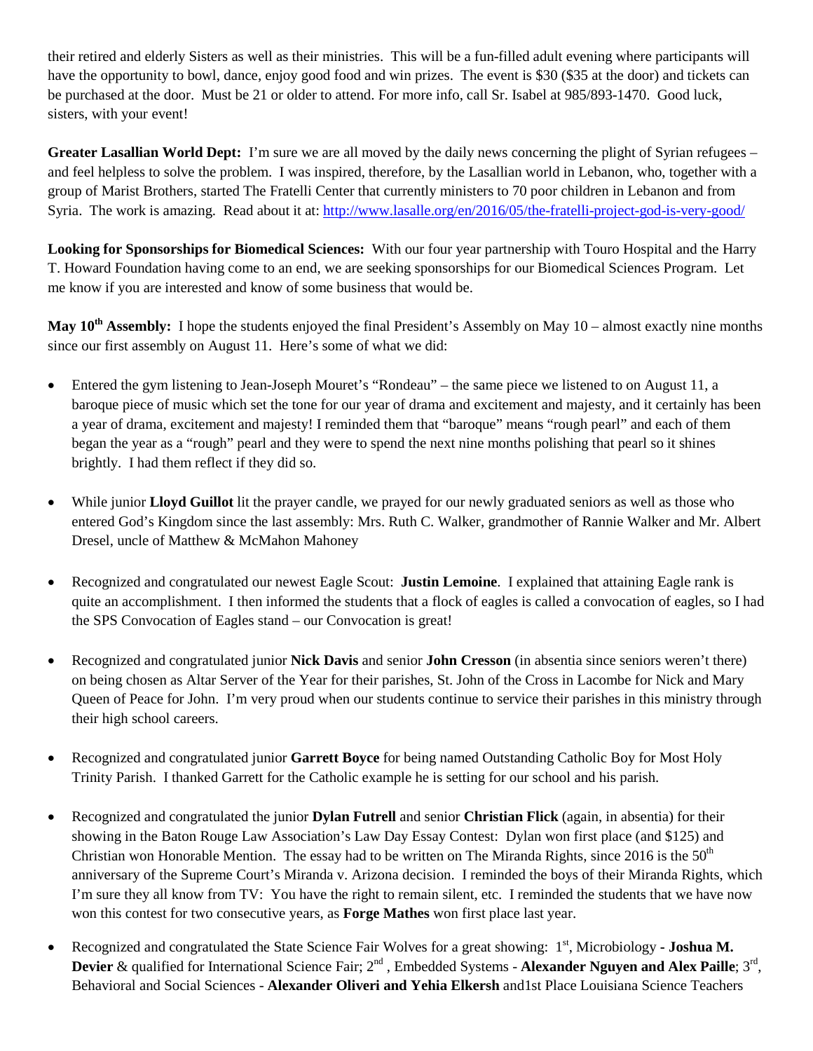their retired and elderly Sisters as well as their ministries. This will be a fun-filled adult evening where participants will have the opportunity to bowl, dance, enjoy good food and win prizes. The event is $30 ($35 at the door) and tickets can be purchased at the door. Must be 21 or older to attend. For more info, call Sr. Isabel at 985/893-1470. Good luck, sisters, with your event!

**Greater Lasallian World Dept:** I'm sure we are all moved by the daily news concerning the plight of Syrian refugees – and feel helpless to solve the problem. I was inspired, therefore, by the Lasallian world in Lebanon, who, together with a group of Marist Brothers, started The Fratelli Center that currently ministers to 70 poor children in Lebanon and from Syria. The work is amazing. Read about it at: http://www.lasalle.org/en/2016/05/the-fratelli-project-god-is-very-good/

**Looking for Sponsorships for Biomedical Sciences:** With our four year partnership with Touro Hospital and the Harry T. Howard Foundation having come to an end, we are seeking sponsorships for our Biomedical Sciences Program. Let me know if you are interested and know of some business that would be.

**May 10th Assembly:** I hope the students enjoyed the final President's Assembly on May 10 – almost exactly nine months since our first assembly on August 11. Here's some of what we did:

- Entered the gym listening to Jean-Joseph Mouret's "Rondeau" – the same piece we listened to on August 11, a baroque piece of music which set the tone for our year of drama and excitement and majesty, and it certainly has been a year of drama, excitement and majesty! I reminded them that "baroque" means "rough pearl" and each of them began the year as a "rough" pearl and they were to spend the next nine months polishing that pearl so it shines brightly. I had them reflect if they did so.

- While junior **Lloyd Guillot** lit the prayer candle, we prayed for our newly graduated seniors as well as those who entered God's Kingdom since the last assembly: Mrs. Ruth C. Walker, grandmother of Rannie Walker and Mr. Albert Dresel, uncle of Matthew & McMahon Mahoney

- Recognized and congratulated our newest Eagle Scout: **Justin Lemoine**. I explained that attaining Eagle rank is quite an accomplishment. I then informed the students that a flock of eagles is called a convocation of eagles, so I had the SPS Convocation of Eagles stand – our Convocation is great!

- Recognized and congratulated junior **Nick Davis** and senior **John Cresson** (in absentia since seniors weren't there) on being chosen as Altar Server of the Year for their parishes, St. John of the Cross in Lacombe for Nick and Mary Queen of Peace for John. I'm very proud when our students continue to service their parishes in this ministry through their high school careers.

- Recognized and congratulated junior **Garrett Boyce** for being named Outstanding Catholic Boy for Most Holy Trinity Parish. I thanked Garrett for the Catholic example he is setting for our school and his parish.

- Recognized and congratulated the junior **Dylan Futrell** and senior **Christian Flick** (again, in absentia) for their showing in the Baton Rouge Law Association's Law Day Essay Contest: Dylan won first place (and $125) and Christian won Honorable Mention. The essay had to be written on The Miranda Rights, since 2016 is the 50th anniversary of the Supreme Court's Miranda v. Arizona decision. I reminded the boys of their Miranda Rights, which I'm sure they all know from TV: You have the right to remain silent, etc. I reminded the students that we have now won this contest for two consecutive years, as **Forge Mathes** won first place last year.

- Recognized and congratulated the State Science Fair Wolves for a great showing: 1st, Microbiology **- Joshua M. Devier** & qualified for International Science Fair; 2nd , Embedded Systems - **Alexander Nguyen and Alex Paille**; 3rd, Behavioral and Social Sciences - **Alexander Oliveri and Yehia Elkersh** and1st Place Louisiana Science Teachers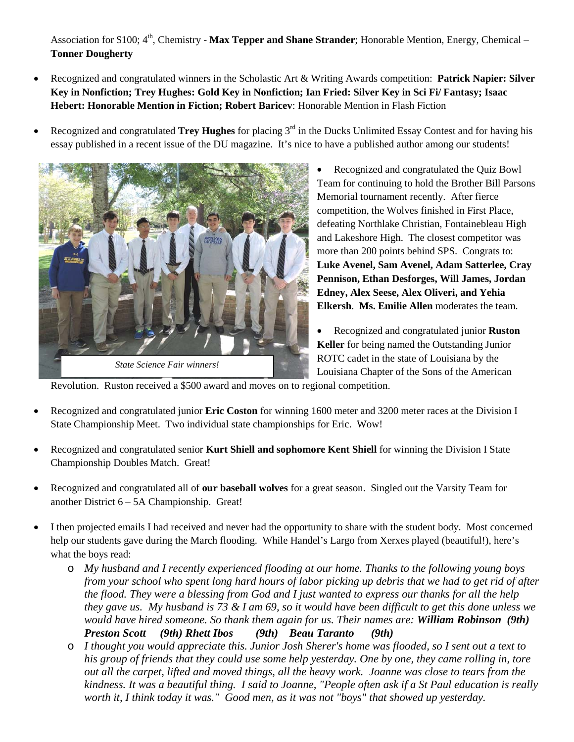Association for $100; 4th, Chemistry - **Max Tepper and Shane Strander**; Honorable Mention, Energy, Chemical – **Tonner Dougherty**

- Recognized and congratulated winners in the Scholastic Art & Writing Awards competition: **Patrick Napier: Silver Key in Nonfiction; Trey Hughes: Gold Key in Nonfiction; Ian Fried: Silver Key in Sci Fi/ Fantasy; Isaac Hebert: Honorable Mention in Fiction; Robert Baricev**: Honorable Mention in Flash Fiction

- Recognized and congratulated **Trey Hughes** for placing 3rd in the Ducks Unlimited Essay Contest and for having his essay published in a recent issue of the DU magazine. It's nice to have a published author among our students!

*State Science Fair winners!*

- Recognized and congratulated the Quiz Bowl Team for continuing to hold the Brother Bill Parsons Memorial tournament recently. After fierce competition, the Wolves finished in First Place, defeating Northlake Christian, Fontainebleau High and Lakeshore High. The closest competitor was more than 200 points behind SPS. Congrats to: **Luke Avenel, Sam Avenel, Adam Satterlee, Cray Pennison, Ethan Desforges, Will James, Jordan Edney, Alex Seese, Alex Oliveri, and Yehia Elkersh**. **Ms. Emilie Allen** moderates the team.

- Recognized and congratulated junior **Ruston Keller** for being named the Outstanding Junior ROTC cadet in the state of Louisiana by the Louisiana Chapter of the Sons of the American Revolution. Ruston received a $500 award and moves on to regional competition.

- Recognized and congratulated junior **Eric Coston** for winning 1600 meter and 3200 meter races at the Division I State Championship Meet. Two individual state championships for Eric. Wow!

- Recognized and congratulated senior **Kurt Shiell and sophomore Kent Shiell** for winning the Division I State Championship Doubles Match. Great!

- Recognized and congratulated all of **our baseball wolves** for a great season. Singled out the Varsity Team for another District 6 – 5A Championship. Great!

- I then projected emails I had received and never had the opportunity to share with the student body. Most concerned help our students gave during the March flooding. While Handel's Largo from Xerxes played (beautiful!), here's what the boys read:
  - *My husband and I recently experienced flooding at our home. Thanks to the following young boys from your school who spent long hard hours of labor picking up debris that we had to get rid of after the flood. They were a blessing from God and I just wanted to express our thanks for all the help they gave us. My husband is 73 & I am 69, so it would have been difficult to get this done unless we would have hired someone. So thank them again for us. Their names are: **William Robinson (9th) Preston Scott (9th) Rhett Ibos (9th) Beau Taranto (9th)***
  - *I thought you would appreciate this. Junior Josh Sherer's home was flooded, so I sent out a text to his group of friends that they could use some help yesterday. One by one, they came rolling in, tore out all the carpet, lifted and moved things, all the heavy work. Joanne was close to tears from the kindness. It was a beautiful thing. I said to Joanne, "People often ask if a St Paul education is really worth it, I think today it was." Good men, as it was not "boys" that showed up yesterday.*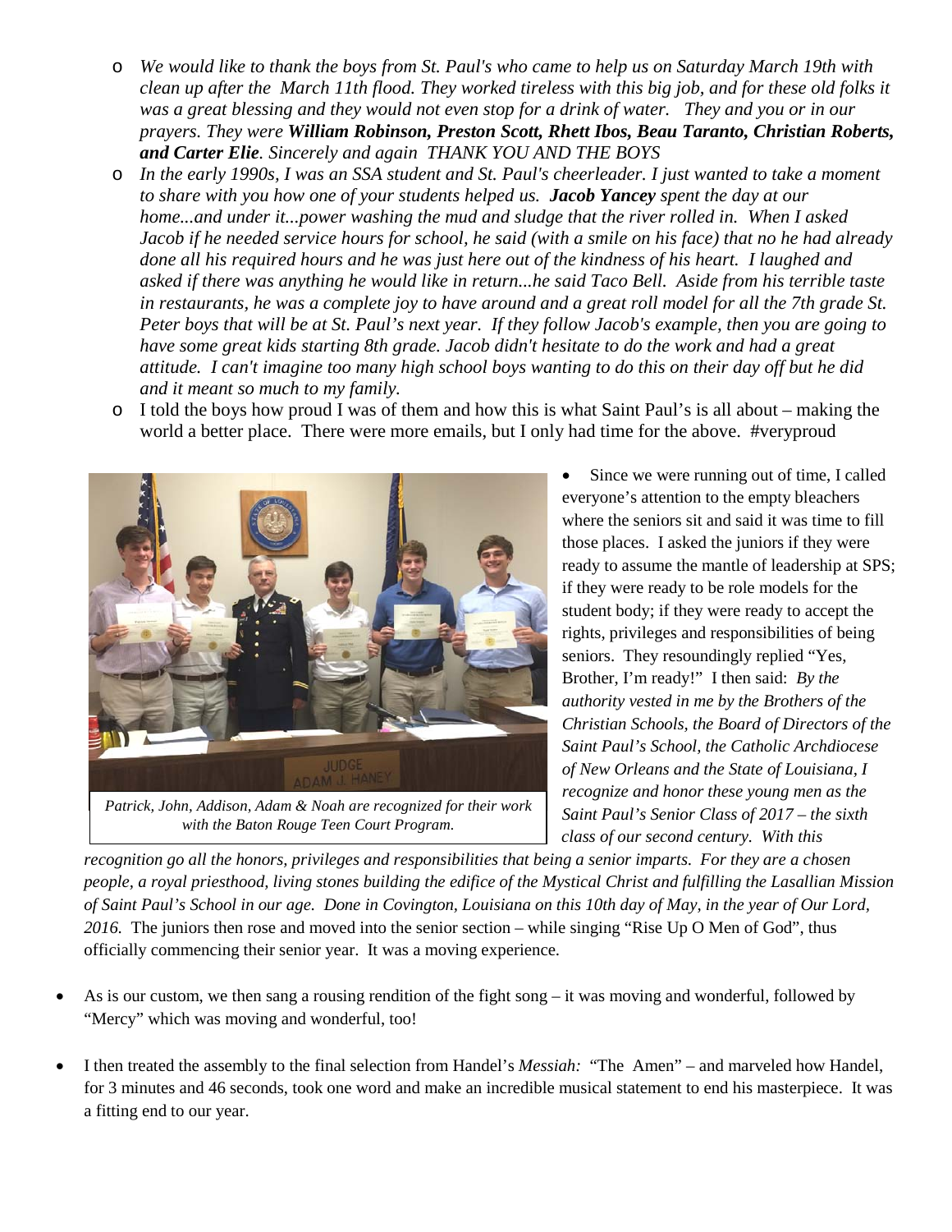- *We would like to thank the boys from St. Paul's who came to help us on Saturday March 19th with clean up after the March 11th flood. They worked tireless with this big job, and for these old folks it was a great blessing and they would not even stop for a drink of water. They and you or in our prayers. They were* ***William Robinson, Preston Scott, Rhett Ibos, Beau Taranto, Christian Roberts, and Carter Elie****. Sincerely and again THANK YOU AND THE BOYS*
- *In the early 1990s, I was an SSA student and St. Paul's cheerleader. I just wanted to take a moment to share with you how one of your students helped us.* ***Jacob Yancey*** *spent the day at our home...and under it...power washing the mud and sludge that the river rolled in. When I asked Jacob if he needed service hours for school, he said (with a smile on his face) that no he had already done all his required hours and he was just here out of the kindness of his heart. I laughed and asked if there was anything he would like in return...he said Taco Bell. Aside from his terrible taste in restaurants, he was a complete joy to have around and a great roll model for all the 7th grade St. Peter boys that will be at St. Paul's next year. If they follow Jacob's example, then you are going to have some great kids starting 8th grade. Jacob didn't hesitate to do the work and had a great attitude. I can't imagine too many high school boys wanting to do this on their day off but he did and it meant so much to my family.*
- I told the boys how proud I was of them and how this is what Saint Paul's is all about – making the world a better place. There were more emails, but I only had time for the above. #veryproud

*Patrick, John, Addison, Adam & Noah are recognized for their work with the Baton Rouge Teen Court Program.*

- Since we were running out of time, I called everyone's attention to the empty bleachers where the seniors sit and said it was time to fill those places. I asked the juniors if they were ready to assume the mantle of leadership at SPS; if they were ready to be role models for the student body; if they were ready to accept the rights, privileges and responsibilities of being seniors. They resoundingly replied "Yes, Brother, I'm ready!" I then said: *By the authority vested in me by the Brothers of the Christian Schools, the Board of Directors of the Saint Paul's School, the Catholic Archdiocese of New Orleans and the State of Louisiana, I recognize and honor these young men as the Saint Paul's Senior Class of 2017 – the sixth class of our second century. With this recognition go all the honors, privileges and responsibilities that being a senior imparts. For they are a chosen people, a royal priesthood, living stones building the edifice of the Mystical Christ and fulfilling the Lasallian Mission of Saint Paul's School in our age. Done in Covington, Louisiana on this 10th day of May, in the year of Our Lord, 2016.* The juniors then rose and moved into the senior section – while singing "Rise Up O Men of God", thus officially commencing their senior year. It was a moving experience.

- As is our custom, we then sang a rousing rendition of the fight song – it was moving and wonderful, followed by "Mercy" which was moving and wonderful, too!

- I then treated the assembly to the final selection from Handel's *Messiah:* "The Amen" – and marveled how Handel, for 3 minutes and 46 seconds, took one word and make an incredible musical statement to end his masterpiece. It was a fitting end to our year.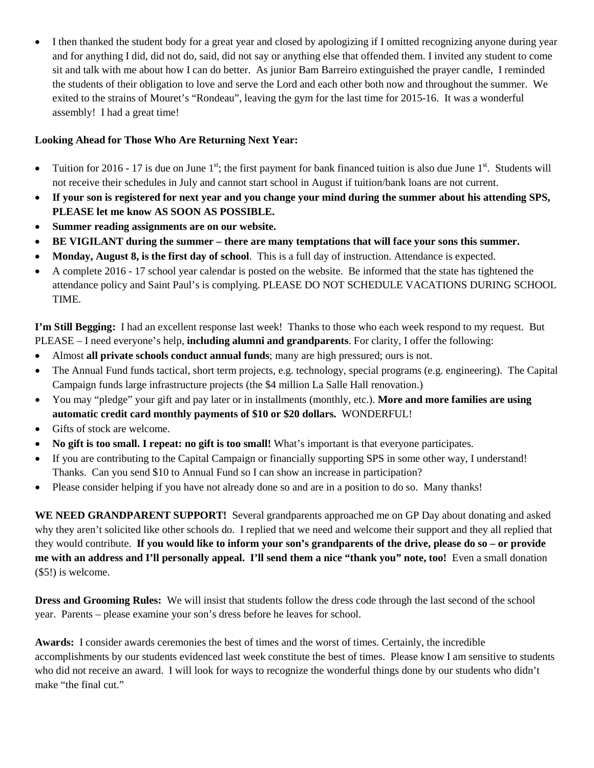- I then thanked the student body for a great year and closed by apologizing if I omitted recognizing anyone during year and for anything I did, did not do, said, did not say or anything else that offended them. I invited any student to come sit and talk with me about how I can do better. As junior Bam Barreiro extinguished the prayer candle, I reminded the students of their obligation to love and serve the Lord and each other both now and throughout the summer. We exited to the strains of Mouret's "Rondeau", leaving the gym for the last time for 2015-16. It was a wonderful assembly! I had a great time!

**Looking Ahead for Those Who Are Returning Next Year:**

- Tuition for 2016 - 17 is due on June 1st; the first payment for bank financed tuition is also due June 1st. Students will not receive their schedules in July and cannot start school in August if tuition/bank loans are not current.
- **If your son is registered for next year and you change your mind during the summer about his attending SPS, PLEASE let me know AS SOON AS POSSIBLE.**
- **Summer reading assignments are on our website.**
- **BE VIGILANT during the summer – there are many temptations that will face your sons this summer.**
- **Monday, August 8, is the first day of school**. This is a full day of instruction. Attendance is expected.
- A complete 2016 - 17 school year calendar is posted on the website. Be informed that the state has tightened the attendance policy and Saint Paul's is complying. PLEASE DO NOT SCHEDULE VACATIONS DURING SCHOOL TIME.

**I'm Still Begging:** I had an excellent response last week! Thanks to those who each week respond to my request. But PLEASE – I need everyone's help, **including alumni and grandparents**. For clarity, I offer the following:

- Almost **all private schools conduct annual funds**; many are high pressured; ours is not.
- The Annual Fund funds tactical, short term projects, e.g. technology, special programs (e.g. engineering). The Capital Campaign funds large infrastructure projects (the $4 million La Salle Hall renovation.)
- You may "pledge" your gift and pay later or in installments (monthly, etc.). **More and more families are using automatic credit card monthly payments of $10 or $20 dollars.** WONDERFUL!
- Gifts of stock are welcome.
- **No gift is too small. I repeat: no gift is too small!** What's important is that everyone participates.
- If you are contributing to the Capital Campaign or financially supporting SPS in some other way, I understand! Thanks. Can you send $10 to Annual Fund so I can show an increase in participation?
- Please consider helping if you have not already done so and are in a position to do so. Many thanks!

**WE NEED GRANDPARENT SUPPORT!** Several grandparents approached me on GP Day about donating and asked why they aren't solicited like other schools do. I replied that we need and welcome their support and they all replied that they would contribute. **If you would like to inform your son's grandparents of the drive, please do so – or provide me with an address and I'll personally appeal. I'll send them a nice "thank you" note, too!** Even a small donation ($5!) is welcome.

**Dress and Grooming Rules:** We will insist that students follow the dress code through the last second of the school year. Parents – please examine your son's dress before he leaves for school.

**Awards:** I consider awards ceremonies the best of times and the worst of times. Certainly, the incredible accomplishments by our students evidenced last week constitute the best of times. Please know I am sensitive to students who did not receive an award. I will look for ways to recognize the wonderful things done by our students who didn't make "the final cut."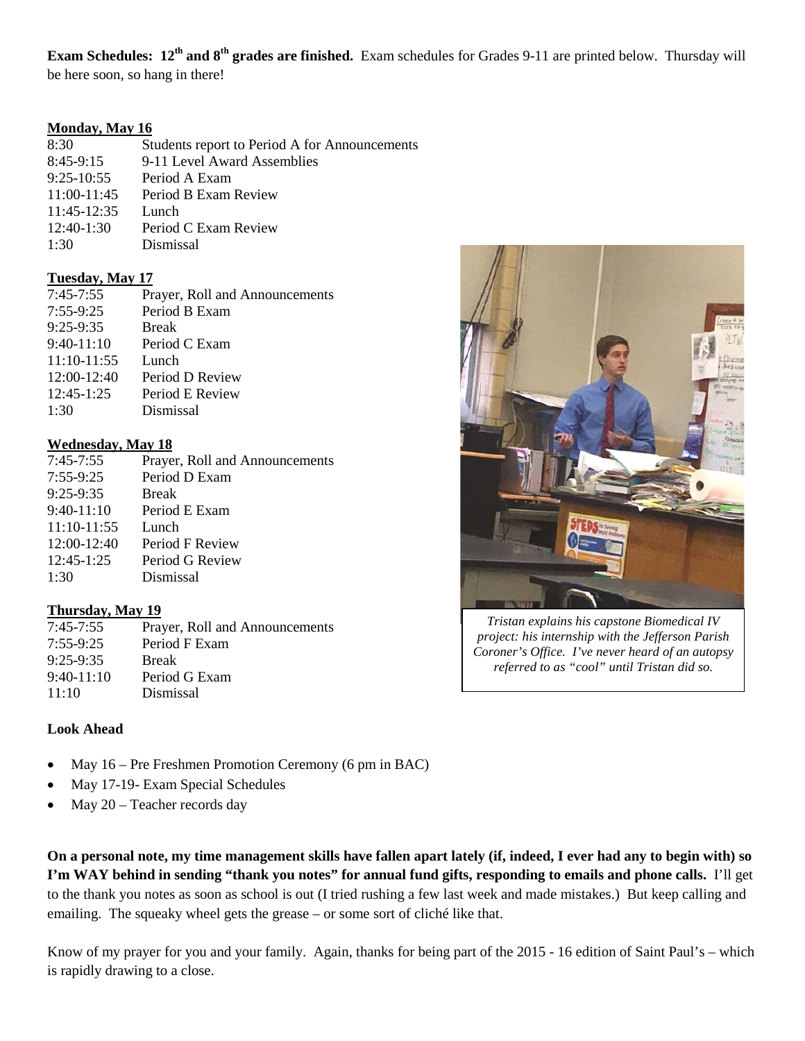**Exam Schedules: 12th and 8th grades are finished.** Exam schedules for Grades 9-11 are printed below. Thursday will be here soon, so hang in there!

**Monday, May 16**

| | |
|---|---|
| 8:30 | Students report to Period A for Announcements |
| 8:45-9:15 | 9-11 Level Award Assemblies |
| 9:25-10:55 | Period A Exam |
| 11:00-11:45 | Period B Exam Review |
| 11:45-12:35 | Lunch |
| 12:40-1:30 | Period C Exam Review |
| 1:30 | Dismissal |

**Tuesday, May 17**

| | |
|---|---|
| 7:45-7:55 | Prayer, Roll and Announcements |
| 7:55-9:25 | Period B Exam |
| 9:25-9:35 | Break |
| 9:40-11:10 | Period C Exam |
| 11:10-11:55 | Lunch |
| 12:00-12:40 | Period D Review |
| 12:45-1:25 | Period E Review |
| 1:30 | Dismissal |

**Wednesday, May 18**

| | |
|---|---|
| 7:45-7:55 | Prayer, Roll and Announcements |
| 7:55-9:25 | Period D Exam |
| 9:25-9:35 | Break |
| 9:40-11:10 | Period E Exam |
| 11:10-11:55 | Lunch |
| 12:00-12:40 | Period F Review |
| 12:45-1:25 | Period G Review |
| 1:30 | Dismissal |

**Thursday, May 19**

| | |
|---|---|
| 7:45-7:55 | Prayer, Roll and Announcements |
| 7:55-9:25 | Period F Exam |
| 9:25-9:35 | Break |
| 9:40-11:10 | Period G Exam |
| 11:10 | Dismissal |

*Tristan explains his capstone Biomedical IV project: his internship with the Jefferson Parish Coroner's Office. I've never heard of an autopsy referred to as "cool" until Tristan did so.*

**Look Ahead**

- May 16 – Pre Freshmen Promotion Ceremony (6 pm in BAC)
- May 17-19- Exam Special Schedules
- May 20 – Teacher records day

**On a personal note, my time management skills have fallen apart lately (if, indeed, I ever had any to begin with) so I'm WAY behind in sending "thank you notes" for annual fund gifts, responding to emails and phone calls.** I'll get to the thank you notes as soon as school is out (I tried rushing a few last week and made mistakes.) But keep calling and emailing. The squeaky wheel gets the grease – or some sort of cliché like that.

Know of my prayer for you and your family. Again, thanks for being part of the 2015 - 16 edition of Saint Paul's – which is rapidly drawing to a close.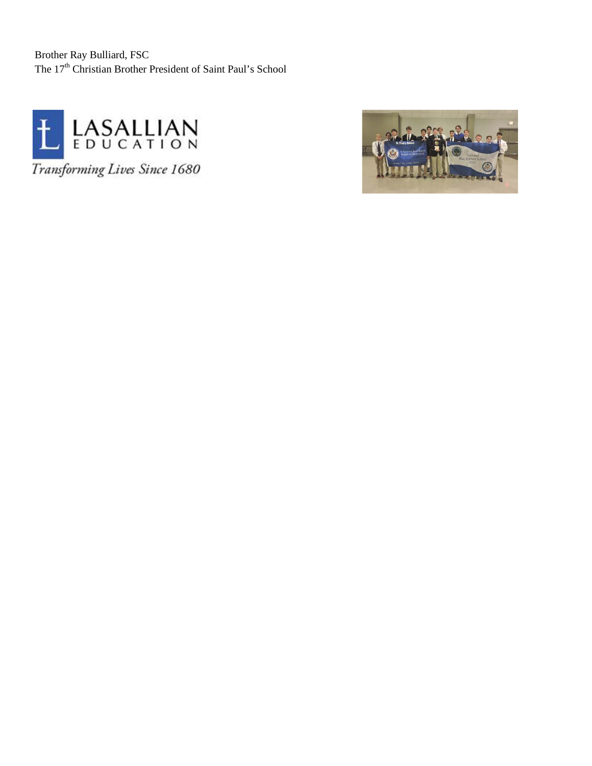Brother Ray Bulliard, FSC
The 17th Christian Brother President of Saint Paul's School